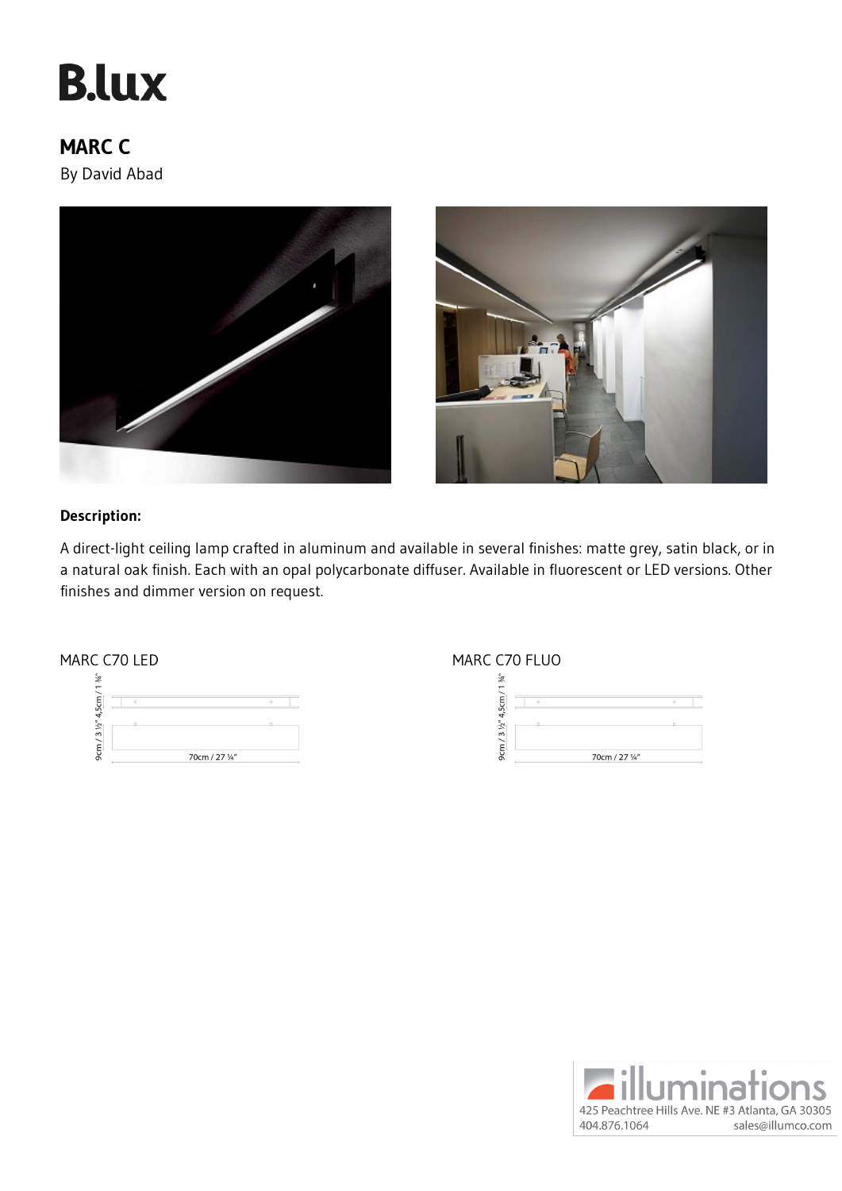# B.lux

## MARC C

By David Abad

**Description:**

A direct-light ceiling lamp crafted in aluminum and available in several finishes: matte grey, satin black, or in a natural oak finish. Each with an opal polycarbonate diffuser. Available in fluorescent or LED versions. Other finishes and dimmer version on request.

MARC C70 LED

9cm / 3 ½" 4,5cm / 1 ¾"

70cm / 27 ¼"

MARC C70 FLUO

9cm / 3 ½" 4,5cm / 1 ¾"

70cm / 27 ¼"

illuminations
425 Peachtree Hills Ave. NE #3 Atlanta, GA 30305
404.876.1064 sales@illumco.com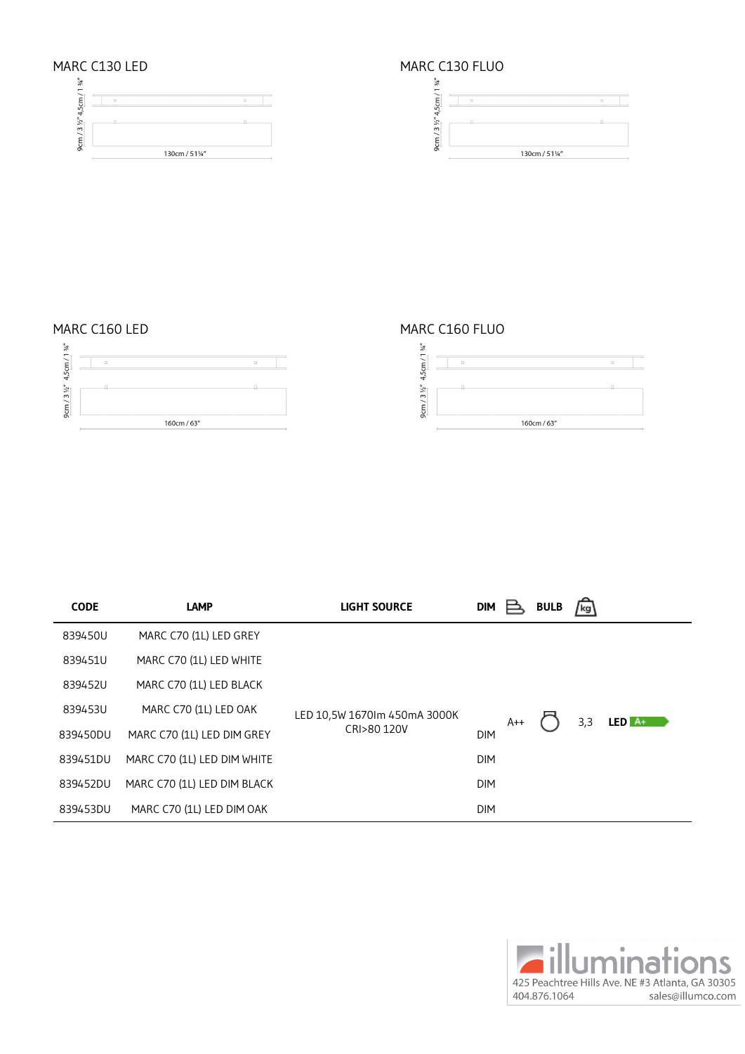## MARC C130 LED

9cm / 3 ½" 4,5cm / 1 ¾"

130cm / 51¼"

## MARC C130 FLUO

9cm / 3 ½" 4,5cm / 1 ¾"

130cm / 51¼"

## MARC C160 LED

9cm / 3 ½" 4,5cm / 1 ¾"

160cm / 63"

## MARC C160 FLUO

9cm / 3 ½" 4,5cm / 1 ¾"

160cm / 63"

| CODE | LAMP | LIGHT SOURCE | DIM | | BULB | kg | |
|---|---|---|---|---|---|---|---|
| 839450U | MARC C70 (1L) LED GREY | LED 10,5W 1670lm 450mA 3000K CRI>80 120V | | A++ | | 3,3 | LED A+ |
| 839451U | MARC C70 (1L) LED WHITE | | | | | | |
| 839452U | MARC C70 (1L) LED BLACK | | | | | | |
| 839453U | MARC C70 (1L) LED OAK | | | | | | |
| 839450DU | MARC C70 (1L) LED DIM GREY | | DIM | | | | |
| 839451DU | MARC C70 (1L) LED DIM WHITE | | DIM | | | | |
| 839452DU | MARC C70 (1L) LED DIM BLACK | | DIM | | | | |
| 839453DU | MARC C70 (1L) LED DIM OAK | | DIM | | | | |

illuminations
425 Peachtree Hills Ave. NE #3 Atlanta, GA 30305
404.876.1064 sales@illumco.com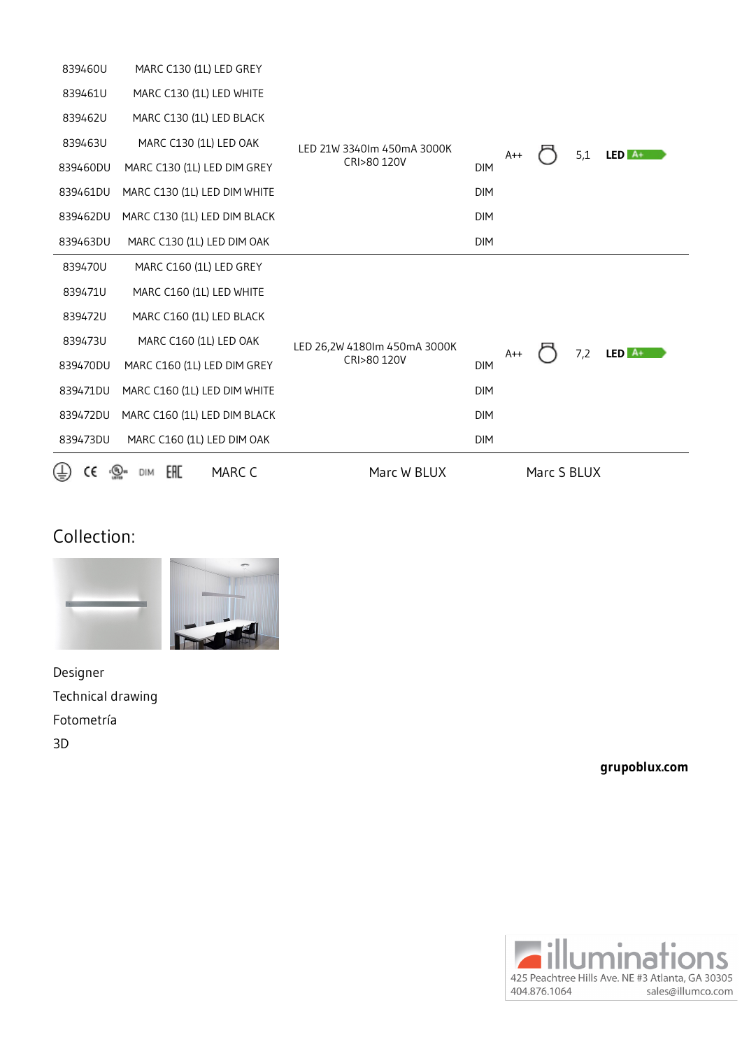| | | | | | | | |
|---|---|---|---|---|---|---|---|
| 839460U | MARC C130 (1L) LED GREY | LED 21W 3340lm 450mA 3000K CRI>80 120V | | A++ | | 5,1 | LED A+ |
| 839461U | MARC C130 (1L) LED WHITE | | | | | | |
| 839462U | MARC C130 (1L) LED BLACK | | | | | | |
| 839463U | MARC C130 (1L) LED OAK | | | | | | |
| 839460DU | MARC C130 (1L) LED DIM GREY | | DIM | | | | |
| 839461DU | MARC C130 (1L) LED DIM WHITE | | DIM | | | | |
| 839462DU | MARC C130 (1L) LED DIM BLACK | | DIM | | | | |
| 839463DU | MARC C130 (1L) LED DIM OAK | | DIM | | | | |
| 839470U | MARC C160 (1L) LED GREY | LED 26,2W 4180lm 450mA 3000K CRI>80 120V | | A++ | | 7,2 | LED A+ |
| 839471U | MARC C160 (1L) LED WHITE | | | | | | |
| 839472U | MARC C160 (1L) LED BLACK | | | | | | |
| 839473U | MARC C160 (1L) LED OAK | | | | | | |
| 839470DU | MARC C160 (1L) LED DIM GREY | | DIM | | | | |
| 839471DU | MARC C160 (1L) LED DIM WHITE | | DIM | | | | |
| 839472DU | MARC C160 (1L) LED DIM BLACK | | DIM | | | | |
| 839473DU | MARC C160 (1L) LED DIM OAK | | DIM | | | | |

DIM

MARC C

Marc W BLUX

Marc S BLUX

## Collection:

Designer

Technical drawing

Fotometría

3D

**grupoblux.com**

illuminations
425 Peachtree Hills Ave. NE #3 Atlanta, GA 30305
404.876.1064 sales@illumco.com